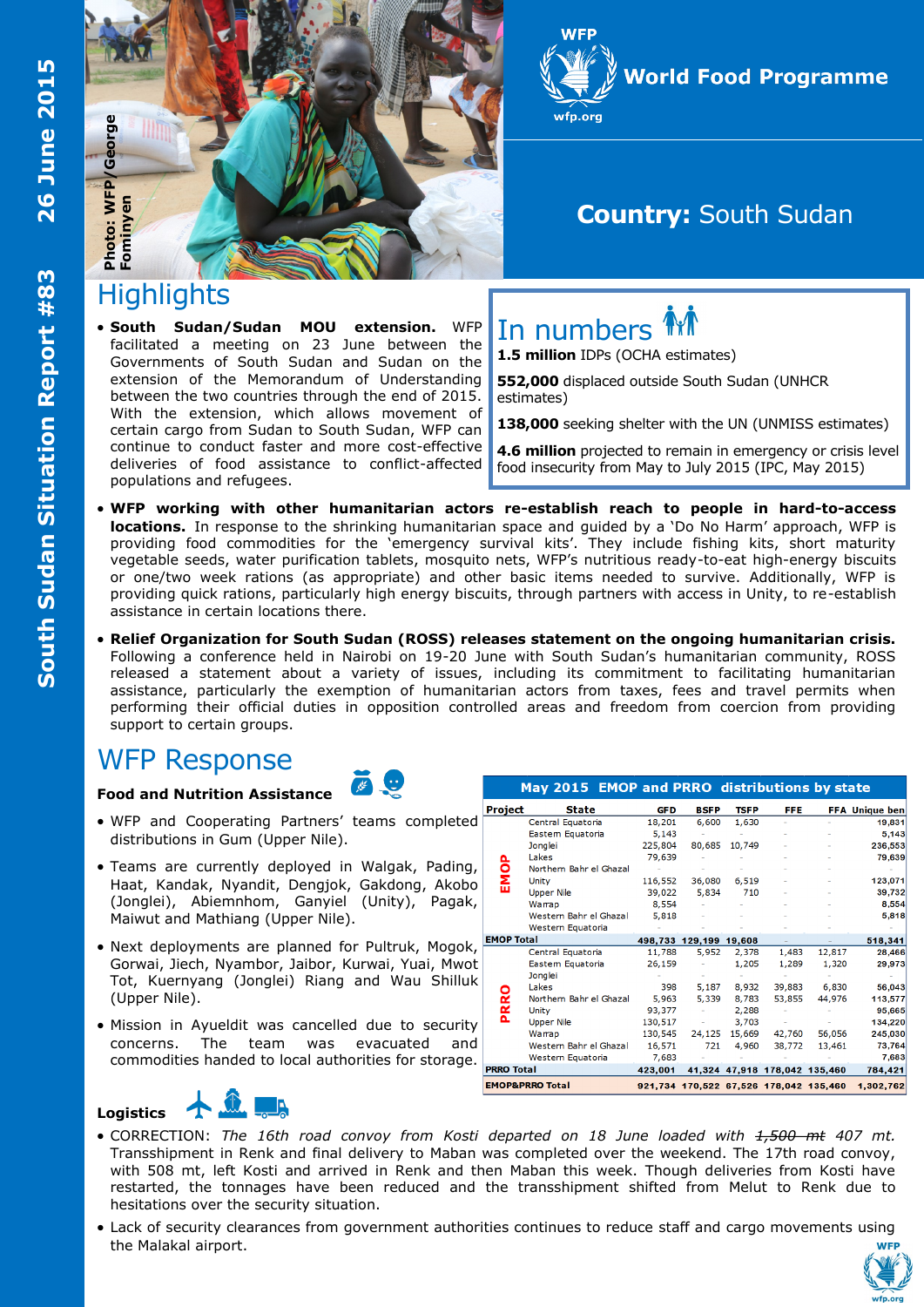South Sudan Situation Report #83 — 26 June 2015

Photo: WFP/George Fominyen

WFP World Food Programme
wfp.org

# Country: South Sudan

## Highlights

- **South Sudan/Sudan MOU extension.** WFP facilitated a meeting on 23 June between the Governments of South Sudan and Sudan on the extension of the Memorandum of Understanding between the two countries through the end of 2015. With the extension, which allows movement of certain cargo from Sudan to South Sudan, WFP can continue to conduct faster and more cost-effective deliveries of food assistance to conflict-affected populations and refugees.

## In numbers

**1.5 million** IDPs (OCHA estimates)

**552,000** displaced outside South Sudan (UNHCR estimates)

**138,000** seeking shelter with the UN (UNMISS estimates)

**4.6 million** projected to remain in emergency or crisis level food insecurity from May to July 2015 (IPC, May 2015)

- **WFP working with other humanitarian actors re-establish reach to people in hard-to-access locations.** In response to the shrinking humanitarian space and guided by a 'Do No Harm' approach, WFP is providing food commodities for the 'emergency survival kits'. They include fishing kits, short maturity vegetable seeds, water purification tablets, mosquito nets, WFP's nutritious ready-to-eat high-energy biscuits or one/two week rations (as appropriate) and other basic items needed to survive. Additionally, WFP is providing quick rations, particularly high energy biscuits, through partners with access in Unity, to re-establish assistance in certain locations there.

- **Relief Organization for South Sudan (ROSS) releases statement on the ongoing humanitarian crisis.** Following a conference held in Nairobi on 19-20 June with South Sudan's humanitarian community, ROSS released a statement about a variety of issues, including its commitment to facilitating humanitarian assistance, particularly the exemption of humanitarian actors from taxes, fees and travel permits when performing their official duties in opposition controlled areas and freedom from coercion from providing support to certain groups.

## WFP Response

### Food and Nutrition Assistance

- WFP and Cooperating Partners' teams completed distributions in Gum (Upper Nile).
- Teams are currently deployed in Walgak, Pading, Haat, Kandak, Nyandit, Dengjok, Gakdong, Akobo (Jonglei), Abiemnhom, Ganyiel (Unity), Pagak, Maiwut and Mathiang (Upper Nile).
- Next deployments are planned for Pultruk, Mogok, Gorwai, Jiech, Nyambor, Jaibor, Kurwai, Yuai, Mwot Tot, Kuernyang (Jonglei) Riang and Wau Shilluk (Upper Nile).
- Mission in Ayueldit was cancelled due to security concerns. The team was evacuated and commodities handed to local authorities for storage.

**May 2015 EMOP and PRRO distributions by state**

| Project | State | GFD | BSFP | TSFP | FFE | FFA | Unique ben |
|---|---|---|---|---|---|---|---|
| EMOP | Central Equatoria | 18,201 | 6,600 | 1,630 | - | - | 19,831 |
| | Eastern Equatoria | 5,143 | - | - | - | - | 5,143 |
| | Jonglei | 225,804 | 80,685 | 10,749 | - | - | 236,553 |
| | Lakes | 79,639 | - | - | - | - | 79,639 |
| | Northern Bahr el Ghazal | - | - | - | - | - | - |
| | Unity | 116,552 | 36,080 | 6,519 | - | - | 123,071 |
| | Upper Nile | 39,022 | 5,834 | 710 | - | - | 39,732 |
| | Warrap | 8,554 | - | - | - | - | 8,554 |
| | Western Bahr el Ghazal | 5,818 | - | - | - | - | 5,818 |
| | Western Equatoria | - | - | - | - | - | - |
| **EMOP Total** | | **498,733** | **129,199** | **19,608** | | | **518,341** |
| PRRO | Central Equatoria | 11,788 | 5,952 | 2,378 | 1,483 | 12,817 | 28,466 |
| | Eastern Equatoria | 26,159 | - | 1,205 | 1,289 | 1,320 | 29,973 |
| | Jonglei | - | - | - | - | - | - |
| | Lakes | 398 | 5,187 | 8,932 | 39,883 | 6,830 | 56,043 |
| | Northern Bahr el Ghazal | 5,963 | 5,339 | 8,783 | 53,855 | 44,976 | 113,577 |
| | Unity | 93,377 | - | 2,288 | - | - | 95,665 |
| | Upper Nile | 130,517 | - | 3,703 | - | - | 134,220 |
| | Warrap | 130,545 | 24,125 | 15,669 | 42,760 | 56,056 | 245,030 |
| | Western Bahr el Ghazal | 16,571 | 721 | 4,960 | 38,772 | 13,461 | 73,764 |
| | Western Equatoria | 7,683 | - | - | - | - | 7,683 |
| **PRRO Total** | | **423,001** | **41,324** | **47,918** | **178,042** | **135,460** | **784,421** |
| **EMOP&PRRO Total** | | **921,734** | **170,522** | **67,526** | **178,042** | **135,460** | **1,302,762** |

### Logistics

- CORRECTION: *The 16th road convoy from Kosti departed on 18 June loaded with ~~1,500 mt~~ 407 mt.* Transshipment in Renk and final delivery to Maban was completed over the weekend. The 17th road convoy, with 508 mt, left Kosti and arrived in Renk and then Maban this week. Though deliveries from Kosti have restarted, the tonnages have been reduced and the transshipment shifted from Melut to Renk due to hesitations over the security situation.
- Lack of security clearances from government authorities continues to reduce staff and cargo movements using the Malakal airport.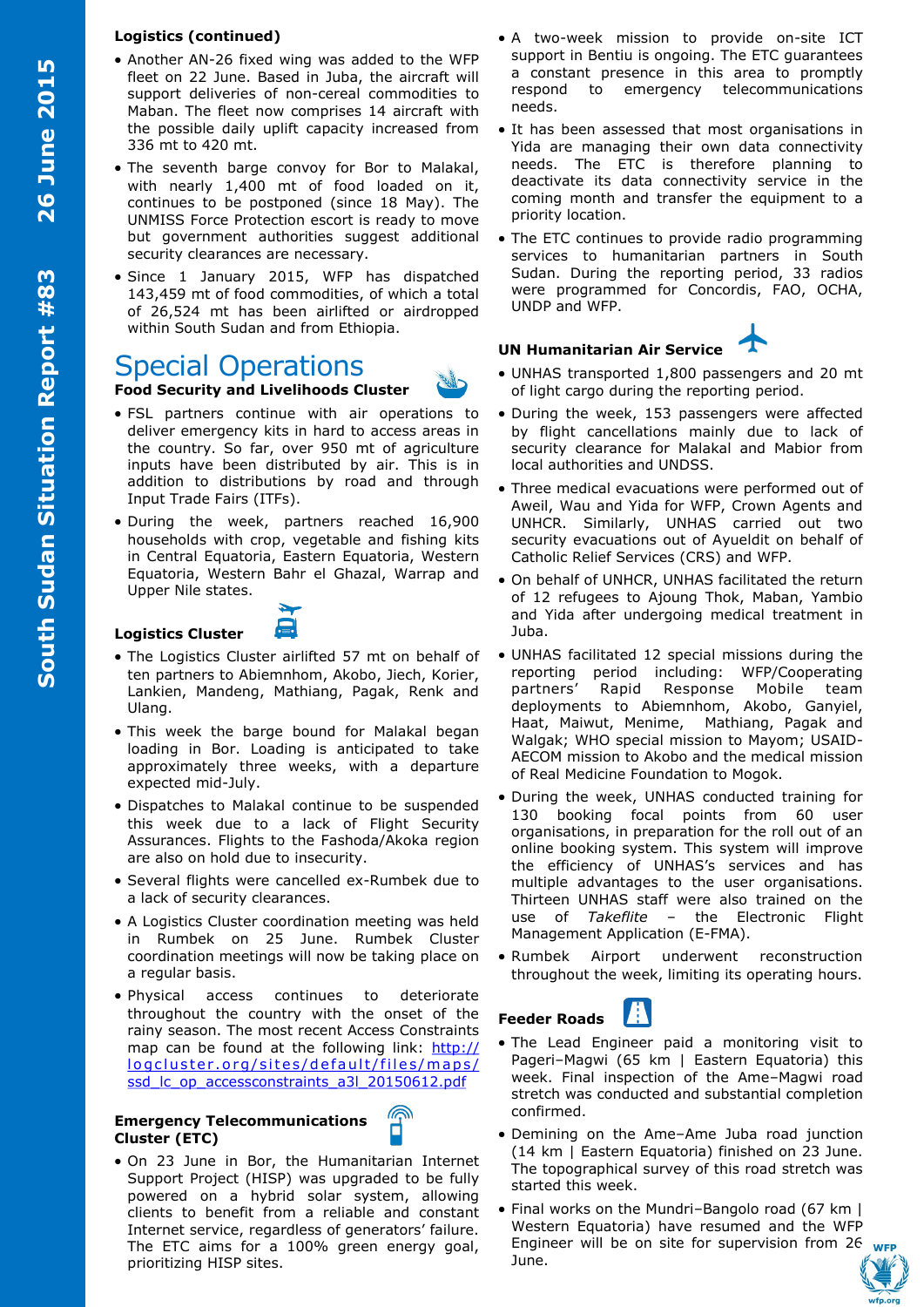### Logistics (continued)

- Another AN-26 fixed wing was added to the WFP fleet on 22 June. Based in Juba, the aircraft will support deliveries of non-cereal commodities to Maban. The fleet now comprises 14 aircraft with the possible daily uplift capacity increased from 336 mt to 420 mt.
- The seventh barge convoy for Bor to Malakal, with nearly 1,400 mt of food loaded on it, continues to be postponed (since 18 May). The UNMISS Force Protection escort is ready to move but government authorities suggest additional security clearances are necessary.
- Since 1 January 2015, WFP has dispatched 143,459 mt of food commodities, of which a total of 26,524 mt has been airlifted or airdropped within South Sudan and from Ethiopia.

# Special Operations

### Food Security and Livelihoods Cluster

- FSL partners continue with air operations to deliver emergency kits in hard to access areas in the country. So far, over 950 mt of agriculture inputs have been distributed by air. This is in addition to distributions by road and through Input Trade Fairs (ITFs).
- During the week, partners reached 16,900 households with crop, vegetable and fishing kits in Central Equatoria, Eastern Equatoria, Western Equatoria, Western Bahr el Ghazal, Warrap and Upper Nile states.

### Logistics Cluster

- The Logistics Cluster airlifted 57 mt on behalf of ten partners to Abiemnhom, Akobo, Jiech, Korier, Lankien, Mandeng, Mathiang, Pagak, Renk and Ulang.
- This week the barge bound for Malakal began loading in Bor. Loading is anticipated to take approximately three weeks, with a departure expected mid-July.
- Dispatches to Malakal continue to be suspended this week due to a lack of Flight Security Assurances. Flights to the Fashoda/Akoka region are also on hold due to insecurity.
- Several flights were cancelled ex-Rumbek due to a lack of security clearances.
- A Logistics Cluster coordination meeting was held in Rumbek on 25 June. Rumbek Cluster coordination meetings will now be taking place on a regular basis.
- Physical access continues to deteriorate throughout the country with the onset of the rainy season. The most recent Access Constraints map can be found at the following link: http://logcluster.org/sites/default/files/maps/ssd_lc_op_accessconstraints_a3l_20150612.pdf

### Emergency Telecommunications Cluster (ETC)

- On 23 June in Bor, the Humanitarian Internet Support Project (HISP) was upgraded to be fully powered on a hybrid solar system, allowing clients to benefit from a reliable and constant Internet service, regardless of generators' failure. The ETC aims for a 100% green energy goal, prioritizing HISP sites.
- A two-week mission to provide on-site ICT support in Bentiu is ongoing. The ETC guarantees a constant presence in this area to promptly respond to emergency telecommunications needs.
- It has been assessed that most organisations in Yida are managing their own data connectivity needs. The ETC is therefore planning to deactivate its data connectivity service in the coming month and transfer the equipment to a priority location.
- The ETC continues to provide radio programming services to humanitarian partners in South Sudan. During the reporting period, 33 radios were programmed for Concordis, FAO, OCHA, UNDP and WFP.

### UN Humanitarian Air Service

- UNHAS transported 1,800 passengers and 20 mt of light cargo during the reporting period.
- During the week, 153 passengers were affected by flight cancellations mainly due to lack of security clearance for Malakal and Mabior from local authorities and UNDSS.
- Three medical evacuations were performed out of Aweil, Wau and Yida for WFP, Crown Agents and UNHCR. Similarly, UNHAS carried out two security evacuations out of Ayueldit on behalf of Catholic Relief Services (CRS) and WFP.
- On behalf of UNHCR, UNHAS facilitated the return of 12 refugees to Ajoung Thok, Maban, Yambio and Yida after undergoing medical treatment in Juba.
- UNHAS facilitated 12 special missions during the reporting period including: WFP/Cooperating partners' Rapid Response Mobile team deployments to Abiemnhom, Akobo, Ganyiel, Haat, Maiwut, Menime, Mathiang, Pagak and Walgak; WHO special mission to Mayom; USAID-AECOM mission to Akobo and the medical mission of Real Medicine Foundation to Mogok.
- During the week, UNHAS conducted training for 130 booking focal points from 60 user organisations, in preparation for the roll out of an online booking system. This system will improve the efficiency of UNHAS's services and has multiple advantages to the user organisations. Thirteen UNHAS staff were also trained on the use of *Takeflite* – the Electronic Flight Management Application (E-FMA).
- Rumbek Airport underwent reconstruction throughout the week, limiting its operating hours.

### Feeder Roads

- The Lead Engineer paid a monitoring visit to Pageri–Magwi (65 km | Eastern Equatoria) this week. Final inspection of the Ame–Magwi road stretch was conducted and substantial completion confirmed.
- Demining on the Ame–Ame Juba road junction (14 km | Eastern Equatoria) finished on 23 June. The topographical survey of this road stretch was started this week.
- Final works on the Mundri–Bangolo road (67 km | Western Equatoria) have resumed and the WFP Engineer will be on site for supervision from 26 June.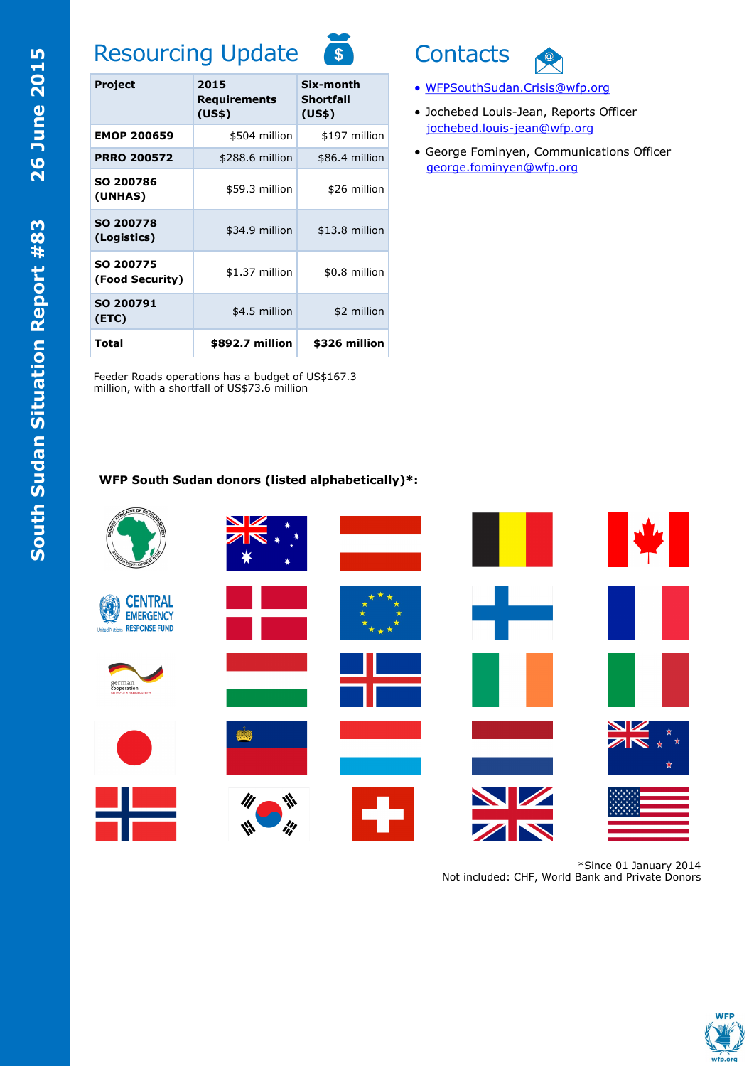## Resourcing Update

| Project | 2015 Requirements (US$) | Six-month Shortfall (US$) |
|---|---|---|
| EMOP 200659 | $504 million | $197 million |
| PRRO 200572 | $288.6 million | $86.4 million |
| SO 200786 (UNHAS) | $59.3 million | $26 million |
| SO 200778 (Logistics) | $34.9 million | $13.8 million |
| SO 200775 (Food Security) | $1.37 million | $0.8 million |
| SO 200791 (ETC) | $4.5 million | $2 million |
| **Total** | **$892.7 million** | **$326 million** |

Feeder Roads operations has a budget of US$167.3 million, with a shortfall of US$73.6 million

## Contacts

- WFPSouthSudan.Crisis@wfp.org
- Jochebed Louis-Jean, Reports Officer
  jochebed.louis-jean@wfp.org
- George Fominyen, Communications Officer
  george.fominyen@wfp.org

**WFP South Sudan donors (listed alphabetically)*:**

*Since 01 January 2014
Not included: CHF, World Bank and Private Donors